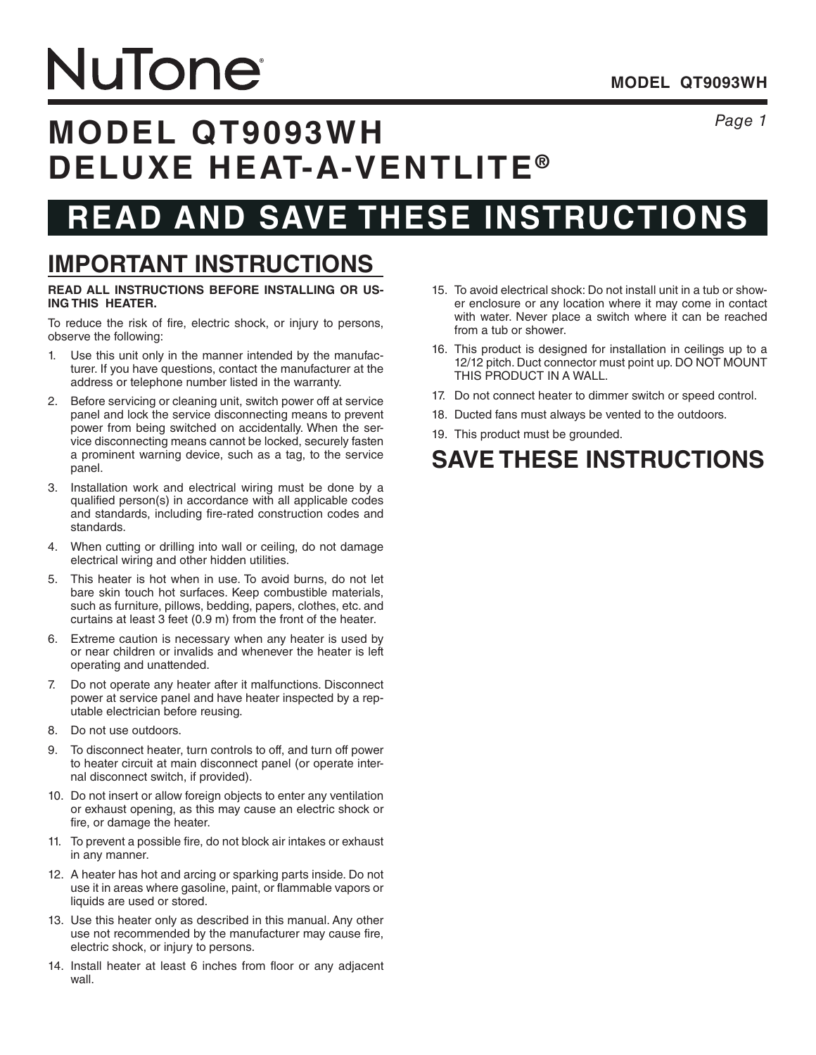# NuTone®

# MODEL QT9093WH DELUXE HEAT-A-VENTLITE®

# READ AND SAVE THESE INSTRUCTIONS

## IMPORTANT INSTRUCTIONS

**READ ALL INSTRUCTIONS BEFORE INSTALLING OR USING THIS HEATER.**

To reduce the risk of fire, electric shock, or injury to persons, observe the following:

1. Use this unit only in the manner intended by the manufacturer. If you have questions, contact the manufacturer at the address or telephone number listed in the warranty.
2. Before servicing or cleaning unit, switch power off at service panel and lock the service disconnecting means to prevent power from being switched on accidentally. When the service disconnecting means cannot be locked, securely fasten a prominent warning device, such as a tag, to the service panel.
3. Installation work and electrical wiring must be done by a qualified person(s) in accordance with all applicable codes and standards, including fire-rated construction codes and standards.
4. When cutting or drilling into wall or ceiling, do not damage electrical wiring and other hidden utilities.
5. This heater is hot when in use. To avoid burns, do not let bare skin touch hot surfaces. Keep combustible materials, such as furniture, pillows, bedding, papers, clothes, etc. and curtains at least 3 feet (0.9 m) from the front of the heater.
6. Extreme caution is necessary when any heater is used by or near children or invalids and whenever the heater is left operating and unattended.
7. Do not operate any heater after it malfunctions. Disconnect power at service panel and have heater inspected by a reputable electrician before reusing.
8. Do not use outdoors.
9. To disconnect heater, turn controls to off, and turn off power to heater circuit at main disconnect panel (or operate internal disconnect switch, if provided).
10. Do not insert or allow foreign objects to enter any ventilation or exhaust opening, as this may cause an electric shock or fire, or damage the heater.
11. To prevent a possible fire, do not block air intakes or exhaust in any manner.
12. A heater has hot and arcing or sparking parts inside. Do not use it in areas where gasoline, paint, or flammable vapors or liquids are used or stored.
13. Use this heater only as described in this manual. Any other use not recommended by the manufacturer may cause fire, electric shock, or injury to persons.
14. Install heater at least 6 inches from floor or any adjacent wall.
15. To avoid electrical shock: Do not install unit in a tub or shower enclosure or any location where it may come in contact with water. Never place a switch where it can be reached from a tub or shower.
16. This product is designed for installation in ceilings up to a 12/12 pitch. Duct connector must point up. DO NOT MOUNT THIS PRODUCT IN A WALL.
17. Do not connect heater to dimmer switch or speed control.
18. Ducted fans must always be vented to the outdoors.
19. This product must be grounded.

## SAVE THESE INSTRUCTIONS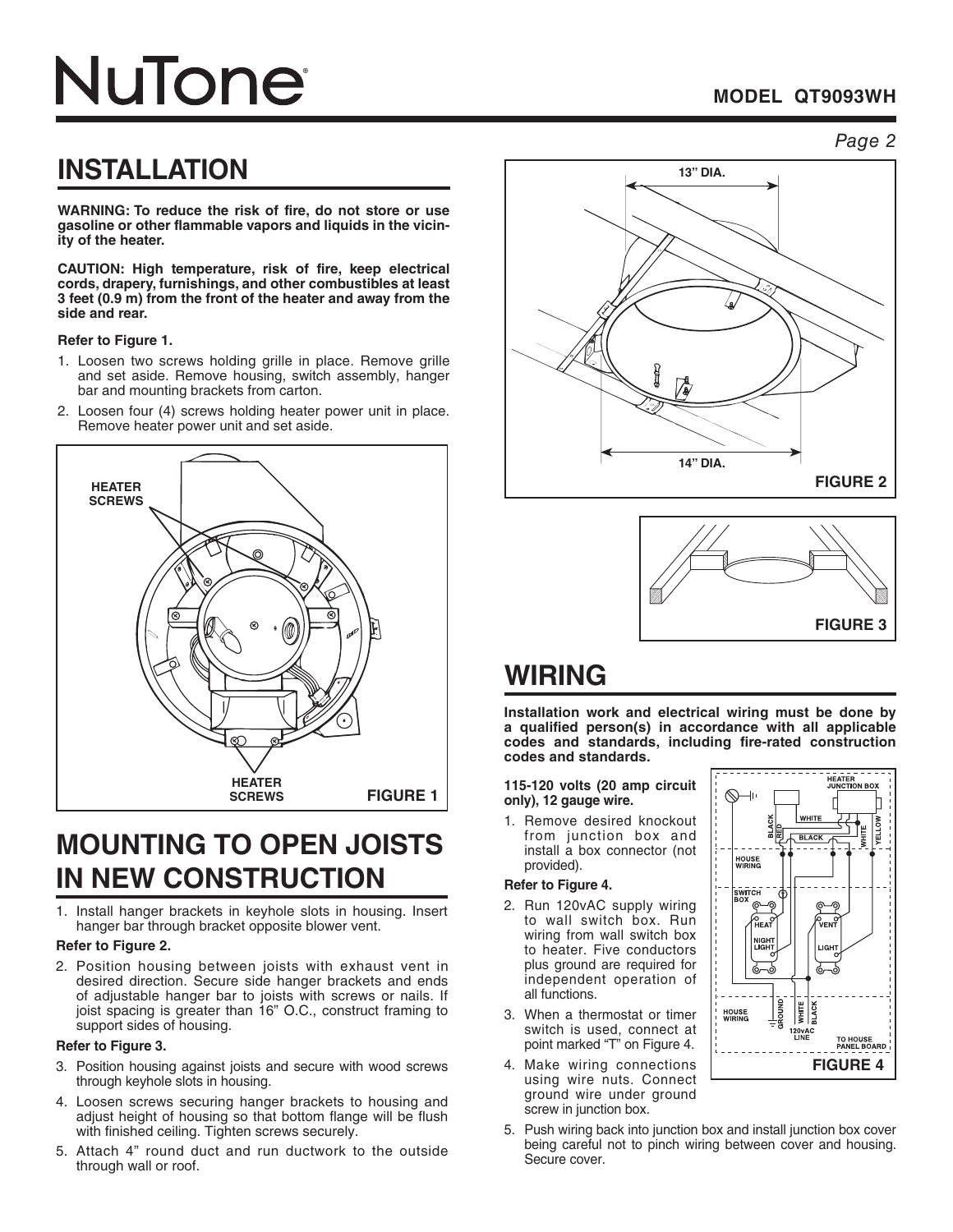# INSTALLATION

**WARNING: To reduce the risk of fire, do not store or use gasoline or other flammable vapors and liquids in the vicinity of the heater.**

**CAUTION: High temperature, risk of fire, keep electrical cords, drapery, furnishings, and other combustibles at least 3 feet (0.9 m) from the front of the heater and away from the side and rear.**

**Refer to Figure 1.**

1. Loosen two screws holding grille in place. Remove grille and set aside. Remove housing, switch assembly, hanger bar and mounting brackets from carton.
2. Loosen four (4) screws holding heater power unit in place. Remove heater power unit and set aside.

HEATER SCREWS

HEATER SCREWS

FIGURE 1

# MOUNTING TO OPEN JOISTS IN NEW CONSTRUCTION

1. Install hanger brackets in keyhole slots in housing. Insert hanger bar through bracket opposite blower vent.

**Refer to Figure 2.**

2. Position housing between joists with exhaust vent in desired direction. Secure side hanger brackets and ends of adjustable hanger bar to joists with screws or nails. If joist spacing is greater than 16" O.C., construct framing to support sides of housing.

**Refer to Figure 3.**

3. Position housing against joists and secure with wood screws through keyhole slots in housing.
4. Loosen screws securing hanger brackets to housing and adjust height of housing so that bottom flange will be flush with finished ceiling. Tighten screws securely.
5. Attach 4" round duct and run ductwork to the outside through wall or roof.

13" DIA.

14" DIA.

FIGURE 2

FIGURE 3

# WIRING

**Installation work and electrical wiring must be done by a qualified person(s) in accordance with all applicable codes and standards, including fire-rated construction codes and standards.**

**115-120 volts (20 amp circuit only), 12 gauge wire.**

1. Remove desired knockout from junction box and install a box connector (not provided).

**Refer to Figure 4.**

2. Run 120vAC supply wiring to wall switch box. Run wiring from wall switch box to heater. Five conductors plus ground are required for independent operation of all functions.
3. When a thermostat or timer switch is used, connect at point marked "T" on Figure 4.
4. Make wiring connections using wire nuts. Connect ground wire under ground screw in junction box.
5. Push wiring back into junction box and install junction box cover being careful not to pinch wiring between cover and housing. Secure cover.

HEATER JUNCTION BOX — BLACK, RED, WHITE, BLACK, WHITE, YELLOW — HOUSE WIRING — SWITCH BOX — HEAT — NIGHT LIGHT — VENT — LIGHT — HOUSE WIRING — GROUND — WHITE — BLACK — 120vAC LINE — TO HOUSE PANEL BOARD

FIGURE 4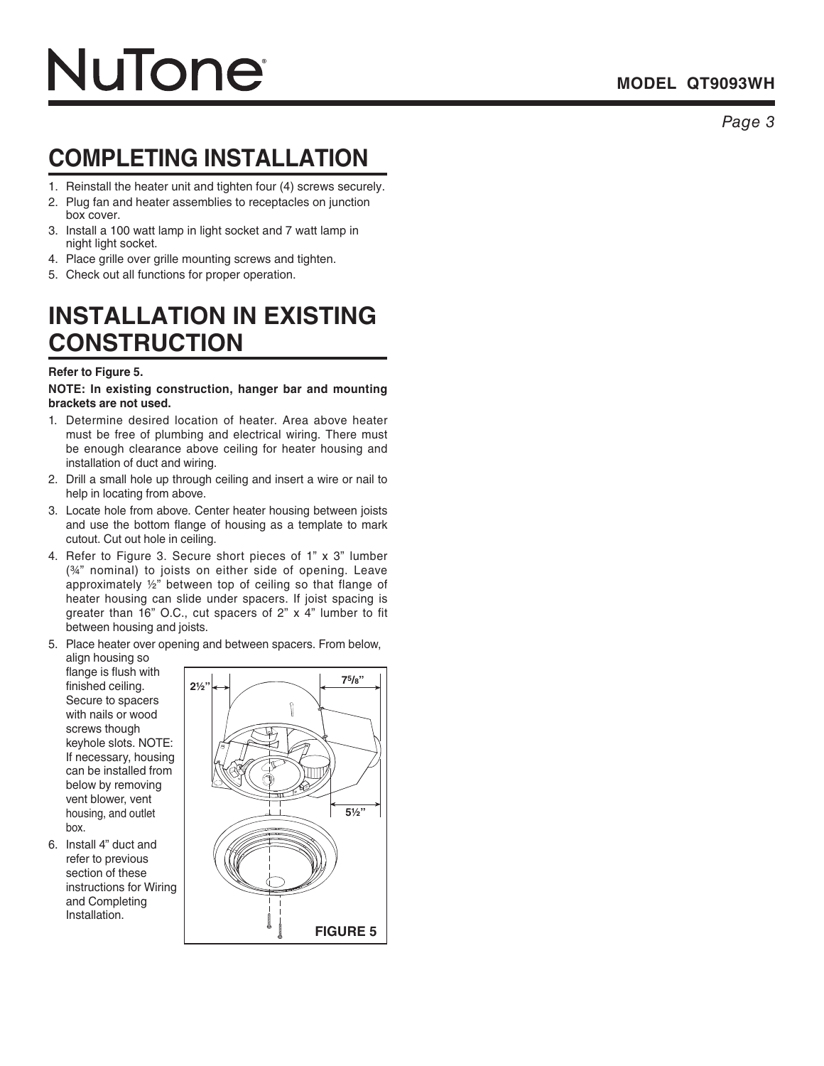## COMPLETING INSTALLATION

1. Reinstall the heater unit and tighten four (4) screws securely.
2. Plug fan and heater assemblies to receptacles on junction box cover.
3. Install a 100 watt lamp in light socket and 7 watt lamp in night light socket.
4. Place grille over grille mounting screws and tighten.
5. Check out all functions for proper operation.

## INSTALLATION IN EXISTING CONSTRUCTION

**Refer to Figure 5.**

**NOTE: In existing construction, hanger bar and mounting brackets are not used.**

1. Determine desired location of heater. Area above heater must be free of plumbing and electrical wiring. There must be enough clearance above ceiling for heater housing and installation of duct and wiring.
2. Drill a small hole up through ceiling and insert a wire or nail to help in locating from above.
3. Locate hole from above. Center heater housing between joists and use the bottom flange of housing as a template to mark cutout. Cut out hole in ceiling.
4. Refer to Figure 3. Secure short pieces of 1" x 3" lumber (¾" nominal) to joists on either side of opening. Leave approximately ½" between top of ceiling so that flange of heater housing can slide under spacers. If joist spacing is greater than 16" O.C., cut spacers of 2" x 4" lumber to fit between housing and joists.
5. Place heater over opening and between spacers. From below, align housing so flange is flush with finished ceiling. Secure to spacers with nails or wood screws though keyhole slots. NOTE: If necessary, housing can be installed from below by removing vent blower, vent housing, and outlet box.
6. Install 4" duct and refer to previous section of these instructions for Wiring and Completing Installation.

2½"  7⅝"  5½"

**FIGURE 5**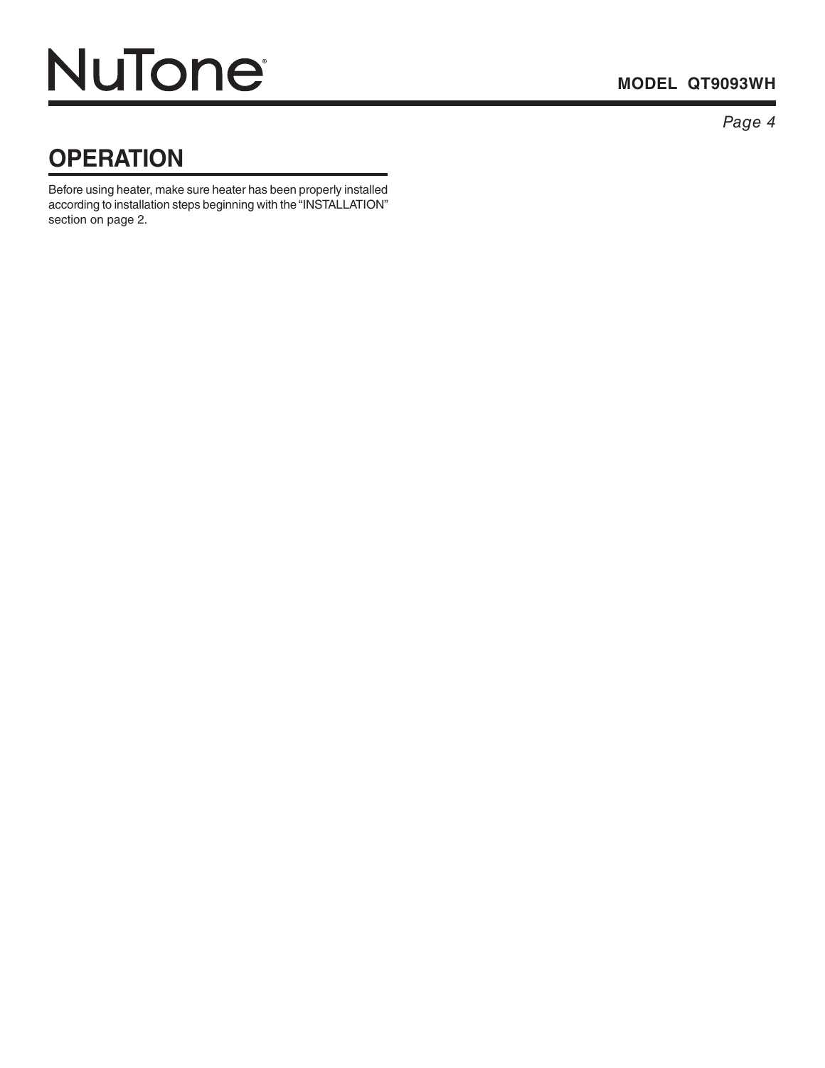## OPERATION

Before using heater, make sure heater has been properly installed according to installation steps beginning with the "INSTALLATION" section on page 2.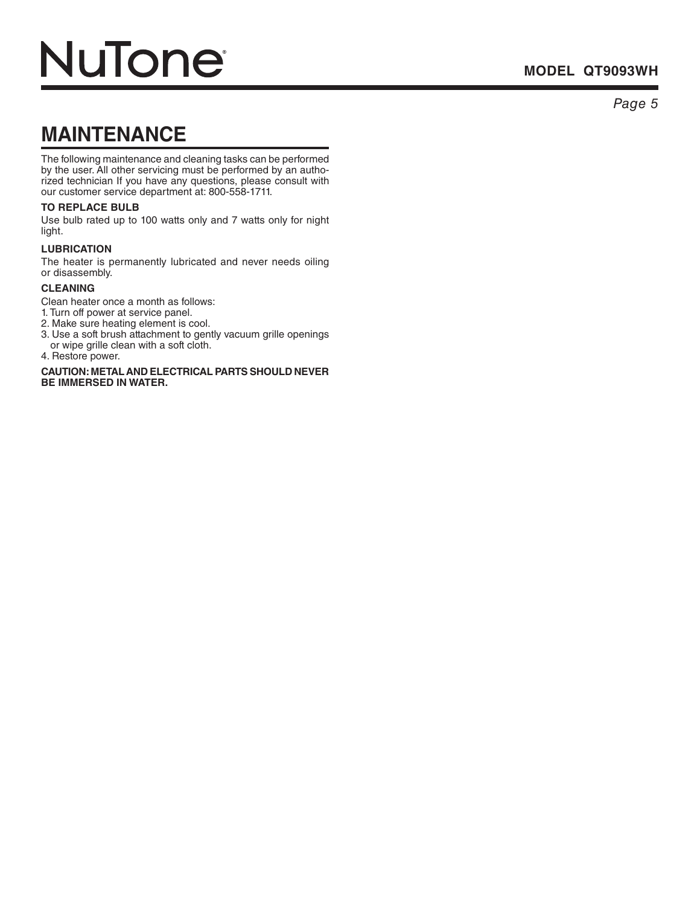## MAINTENANCE

The following maintenance and cleaning tasks can be performed by the user. All other servicing must be performed by an authorized technician If you have any questions, please consult with our customer service department at: 800-558-1711.

**TO REPLACE BULB**

Use bulb rated up to 100 watts only and 7 watts only for night light.

**LUBRICATION**

The heater is permanently lubricated and never needs oiling or disassembly.

**CLEANING**

Clean heater once a month as follows:

1. Turn off power at service panel.
2. Make sure heating element is cool.
3. Use a soft brush attachment to gently vacuum grille openings or wipe grille clean with a soft cloth.
4. Restore power.

**CAUTION: METAL AND ELECTRICAL PARTS SHOULD NEVER BE IMMERSED IN WATER.**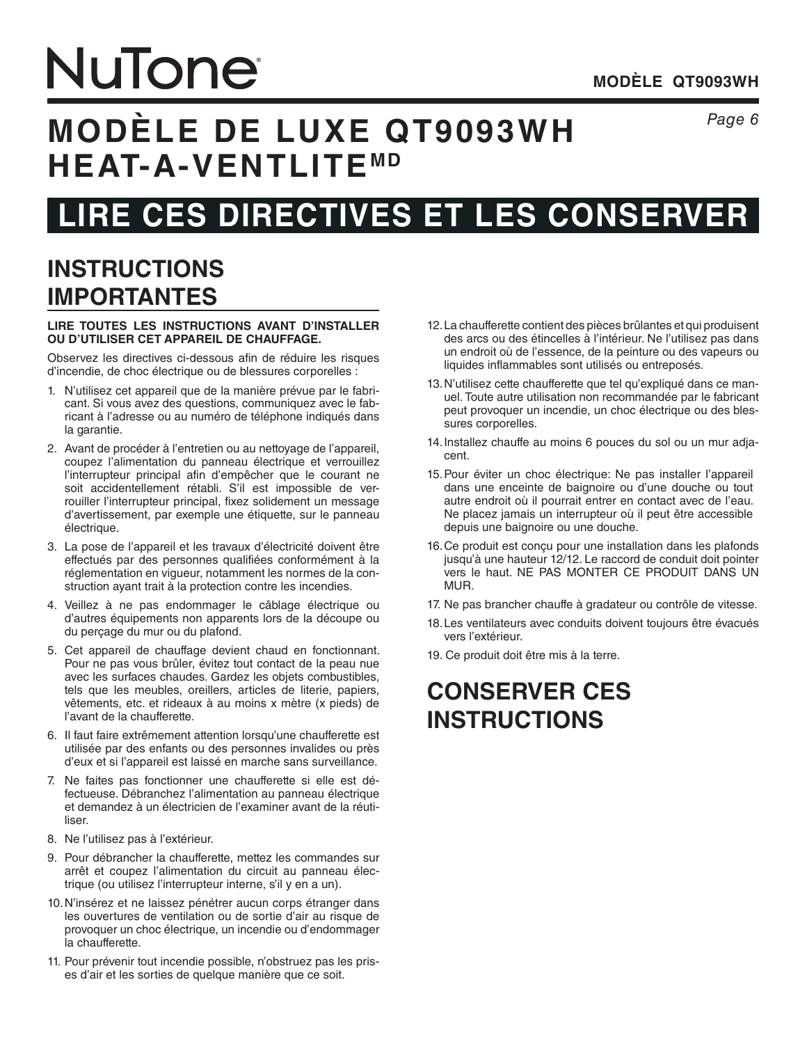# NuTone®

**MODÈLE QT9093WH**

# MODÈLE DE LUXE QT9093WH HEAT-A-VENTLITE[MD]

# LIRE CES DIRECTIVES ET LES CONSERVER

## INSTRUCTIONS IMPORTANTES

**LIRE TOUTES LES INSTRUCTIONS AVANT D'INSTALLER OU D'UTILISER CET APPAREIL DE CHAUFFAGE.**

Observez les directives ci-dessous afin de réduire les risques d'incendie, de choc électrique ou de blessures corporelles :

1. N'utilisez cet appareil que de la manière prévue par le fabricant. Si vous avez des questions, communiquez avec le fabricant à l'adresse ou au numéro de téléphone indiqués dans la garantie.
2. Avant de procéder à l'entretien ou au nettoyage de l'appareil, coupez l'alimentation du panneau électrique et verrouillez l'interrupteur principal afin d'empêcher que le courant ne soit accidentellement rétabli. S'il est impossible de verrouiller l'interrupteur principal, fixez solidement un message d'avertissement, par exemple une étiquette, sur le panneau électrique.
3. La pose de l'appareil et les travaux d'électricité doivent être effectués par des personnes qualifiées conformément à la réglementation en vigueur, notamment les normes de la construction ayant trait à la protection contre les incendies.
4. Veillez à ne pas endommager le câblage électrique ou d'autres équipements non apparents lors de la découpe ou du perçage du mur ou du plafond.
5. Cet appareil de chauffage devient chaud en fonctionnant. Pour ne pas vous brûler, évitez tout contact de la peau nue avec les surfaces chaudes. Gardez les objets combustibles, tels que les meubles, oreillers, articles de literie, papiers, vêtements, etc. et rideaux à au moins x mètre (x pieds) de l'avant de la chaufferette.
6. Il faut faire extrêmement attention lorsqu'une chaufferette est utilisée par des enfants ou des personnes invalides ou près d'eux et si l'appareil est laissé en marche sans surveillance.
7. Ne faites pas fonctionner une chaufferette si elle est défectueuse. Débranchez l'alimentation au panneau électrique et demandez à un électricien de l'examiner avant de la réutiliser.
8. Ne l'utilisez pas à l'extérieur.
9. Pour débrancher la chaufferette, mettez les commandes sur arrêt et coupez l'alimentation du circuit au panneau électrique (ou utilisez l'interrupteur interne, s'il y en a un).
10. N'insérez et ne laissez pénétrer aucun corps étranger dans les ouvertures de ventilation ou de sortie d'air au risque de provoquer un choc électrique, un incendie ou d'endommager la chaufferette.
11. Pour prévenir tout incendie possible, n'obstruez pas les prises d'air et les sorties de quelque manière que ce soit.
12. La chaufferette contient des pièces brûlantes et qui produisent des arcs ou des étincelles à l'intérieur. Ne l'utilisez pas dans un endroit où de l'essence, de la peinture ou des vapeurs ou liquides inflammables sont utilisés ou entreposés.
13. N'utilisez cette chaufferette que tel qu'expliqué dans ce manuel. Toute autre utilisation non recommandée par le fabricant peut provoquer un incendie, un choc électrique ou des blessures corporelles.
14. Installez chauffe au moins 6 pouces du sol ou un mur adjacent.
15. Pour éviter un choc électrique: Ne pas installer l'appareil dans une enceinte de baignoire ou d'une douche ou tout autre endroit où il pourrait entrer en contact avec de l'eau. Ne placez jamais un interrupteur où il peut être accessible depuis une baignoire ou une douche.
16. Ce produit est conçu pour une installation dans les plafonds jusqu'à une hauteur 12/12. Le raccord de conduit doit pointer vers le haut. NE PAS MONTER CE PRODUIT DANS UN MUR.
17. Ne pas brancher chauffe à gradateur ou contrôle de vitesse.
18. Les ventilateurs avec conduits doivent toujours être évacués vers l'extérieur.
19. Ce produit doit être mis à la terre.

## CONSERVER CES INSTRUCTIONS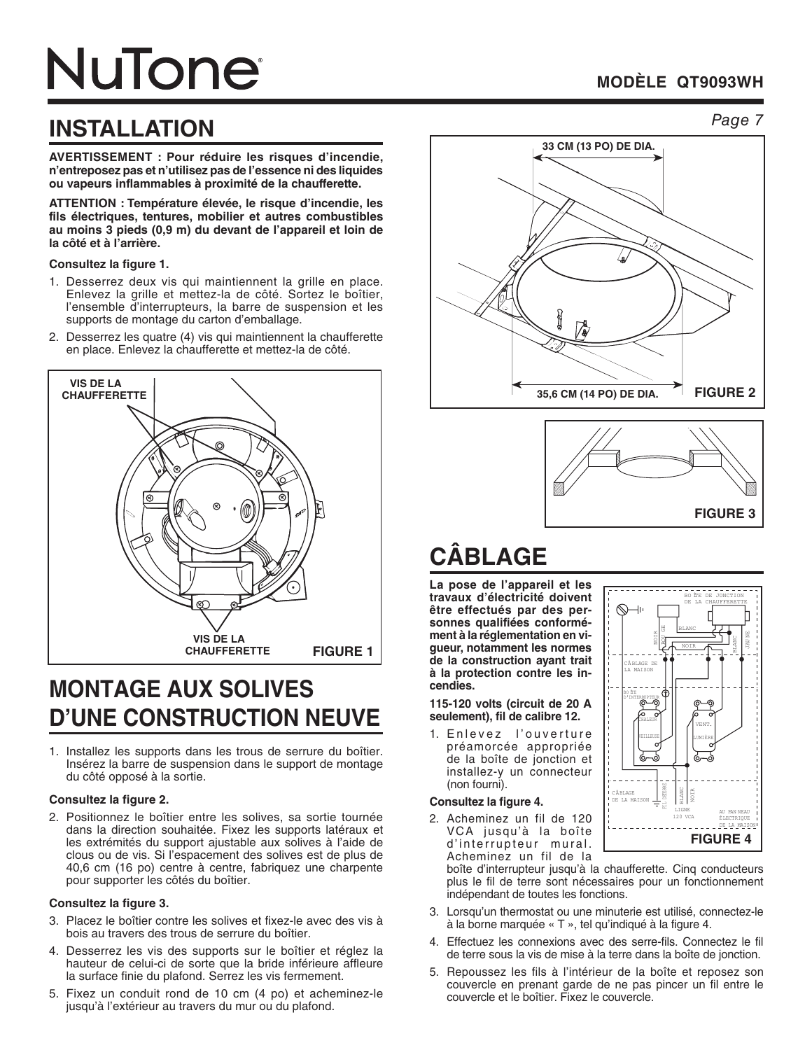# NuTone

**MODÈLE QT9093WH**

## INSTALLATION

**AVERTISSEMENT : Pour réduire les risques d'incendie, n'entreposez pas et n'utilisez pas de l'essence ni des liquides ou vapeurs inflammables à proximité de la chaufferette.**

**ATTENTION : Température élevée, le risque d'incendie, les fils électriques, tentures, mobilier et autres combustibles au moins 3 pieds (0,9 m) du devant de l'appareil et loin de la côté et à l'arrière.**

**Consultez la figure 1.**

1. Desserrez deux vis qui maintiennent la grille en place. Enlevez la grille et mettez-la de côté. Sortez le boîtier, l'ensemble d'interrupteurs, la barre de suspension et les supports de montage du carton d'emballage.
2. Desserrez les quatre (4) vis qui maintiennent la chaufferette en place. Enlevez la chaufferette et mettez-la de côté.

VIS DE LA CHAUFFERETTE

VIS DE LA CHAUFFERETTE

FIGURE 1

## MONTAGE AUX SOLIVES D'UNE CONSTRUCTION NEUVE

1. Installez les supports dans les trous de serrure du boîtier. Insérez la barre de suspension dans le support de montage du côté opposé à la sortie.

**Consultez la figure 2.**

2. Positionnez le boîtier entre les solives, sa sortie tournée dans la direction souhaitée. Fixez les supports latéraux et les extrémités du support ajustable aux solives à l'aide de clous ou de vis. Si l'espacement des solives est de plus de 40,6 cm (16 po) centre à centre, fabriquez une charpente pour supporter les côtés du boîtier.

**Consultez la figure 3.**

3. Placez le boîtier contre les solives et fixez-le avec des vis à bois au travers des trous de serrure du boîtier.
4. Desserrez les vis des supports sur le boîtier et réglez la hauteur de celui-ci de sorte que la bride inférieure affleure la surface finie du plafond. Serrez les vis fermement.
5. Fixez un conduit rond de 10 cm (4 po) et acheminez-le jusqu'à l'extérieur au travers du mur ou du plafond.

33 CM (13 PO) DE DIA.

35,6 CM (14 PO) DE DIA.

FIGURE 2

FIGURE 3

## CÂBLAGE

**La pose de l'appareil et les travaux d'électricité doivent être effectués par des personnes qualifiées conformément à la réglementation en vigueur, notamment les normes de la construction ayant trait à la protection contre les incendies.**

**115-120 volts (circuit de 20 A seulement), fil de calibre 12.**

1. Enlevez l'ouverture préamorcée appropriée de la boîte de jonction et installez-y un connecteur (non fourni).

**Consultez la figure 4.**

2. Acheminez un fil de 120 VCA jusqu'à la boîte d'interrupteur mural. Acheminez un fil de la boîte d'interrupteur jusqu'à la chaufferette. Cinq conducteurs plus le fil de terre sont nécessaires pour un fonctionnement indépendant de toutes les fonctions.
3. Lorsqu'un thermostat ou une minuterie est utilisé, connectez-le à la borne marquée « T », tel qu'indiqué à la figure 4.
4. Effectuez les connexions avec des serre-fils. Connectez le fil de terre sous la vis de mise à la terre dans la boîte de jonction.
5. Repoussez les fils à l'intérieur de la boîte et reposez son couvercle en prenant garde de ne pas pincer un fil entre le couvercle et le boîtier. Fixez le couvercle.

BOÎTE DE JONCTION DE LA CHAUFFERETTE, BLANC, NOIR, ROUGE, BLANC, JAUNE, CÂBLAGE DE LA MAISON, BOÎTE D'INTERRUPTEUR, CHALEUR, VEILLEUSE, VENT., LUMIÈRE, CÂBLAGE DE LA MAISON, FIL NÉGRE, BLANC, NOIR, LIGNE 120 VCA, AU PANNEAU ÉLECTRIQUE DE LA MAISON

FIGURE 4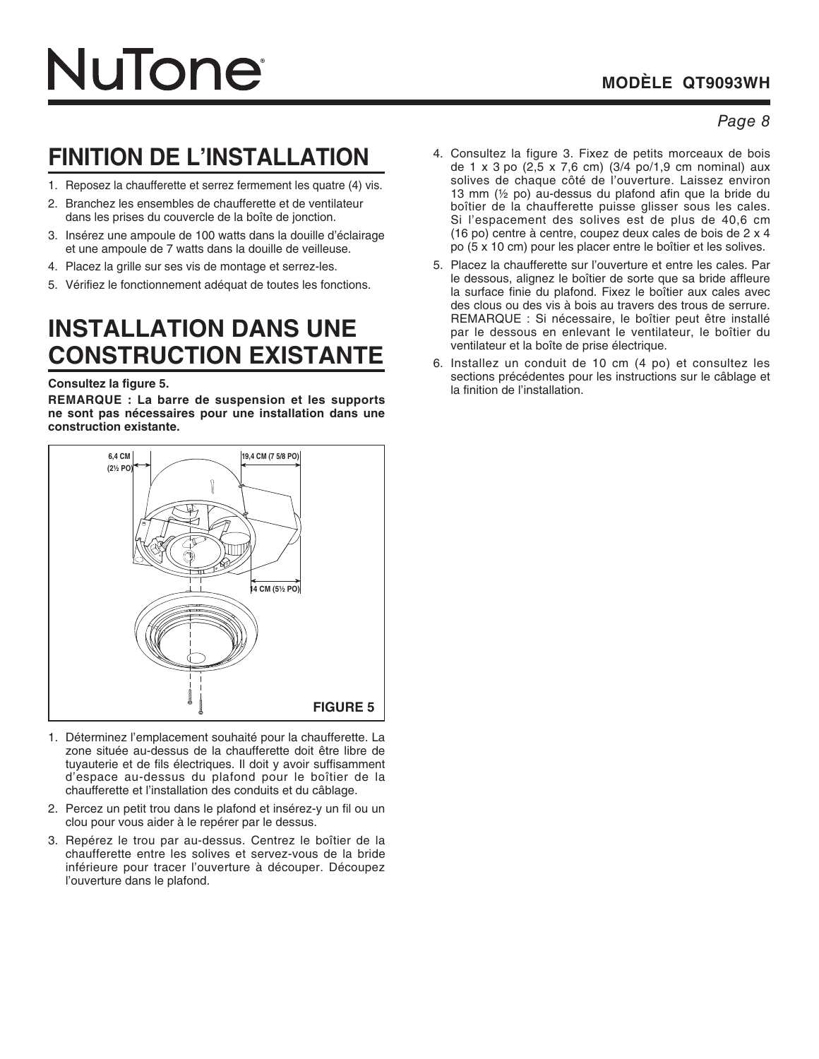## FINITION DE L'INSTALLATION

1. Reposez la chaufferette et serrez fermement les quatre (4) vis.
2. Branchez les ensembles de chaufferette et de ventilateur dans les prises du couvercle de la boîte de jonction.
3. Insérez une ampoule de 100 watts dans la douille d'éclairage et une ampoule de 7 watts dans la douille de veilleuse.
4. Placez la grille sur ses vis de montage et serrez-les.
5. Vérifiez le fonctionnement adéquat de toutes les fonctions.

## INSTALLATION DANS UNE CONSTRUCTION EXISTANTE

**Consultez la figure 5.**

**REMARQUE : La barre de suspension et les supports ne sont pas nécessaires pour une installation dans une construction existante.**

6,4 CM (2½ PO)
19,4 CM (7 5/8 PO)
14 CM (5½ PO)

**FIGURE 5**

1. Déterminez l'emplacement souhaité pour la chaufferette. La zone située au-dessus de la chaufferette doit être libre de tuyauterie et de fils électriques. Il doit y avoir suffisamment d'espace au-dessus du plafond pour le boîtier de la chaufferette et l'installation des conduits et du câblage.
2. Percez un petit trou dans le plafond et insérez-y un fil ou un clou pour vous aider à le repérer par le dessus.
3. Repérez le trou par au-dessus. Centrez le boîtier de la chaufferette entre les solives et servez-vous de la bride inférieure pour tracer l'ouverture à découper. Découpez l'ouverture dans le plafond.
4. Consultez la figure 3. Fixez de petits morceaux de bois de 1 x 3 po (2,5 x 7,6 cm) (3/4 po/1,9 cm nominal) aux solives de chaque côté de l'ouverture. Laissez environ 13 mm (½ po) au-dessus du plafond afin que la bride du boîtier de la chaufferette puisse glisser sous les cales. Si l'espacement des solives est de plus de 40,6 cm (16 po) centre à centre, coupez deux cales de bois de 2 x 4 po (5 x 10 cm) pour les placer entre le boîtier et les solives.
5. Placez la chaufferette sur l'ouverture et entre les cales. Par le dessous, alignez le boîtier de sorte que sa bride affleure la surface finie du plafond. Fixez le boîtier aux cales avec des clous ou des vis à bois au travers des trous de serrure. REMARQUE : Si nécessaire, le boîtier peut être installé par le dessous en enlevant le ventilateur, le boîtier du ventilateur et la boîte de prise électrique.
6. Installez un conduit de 10 cm (4 po) et consultez les sections précédentes pour les instructions sur le câblage et la finition de l'installation.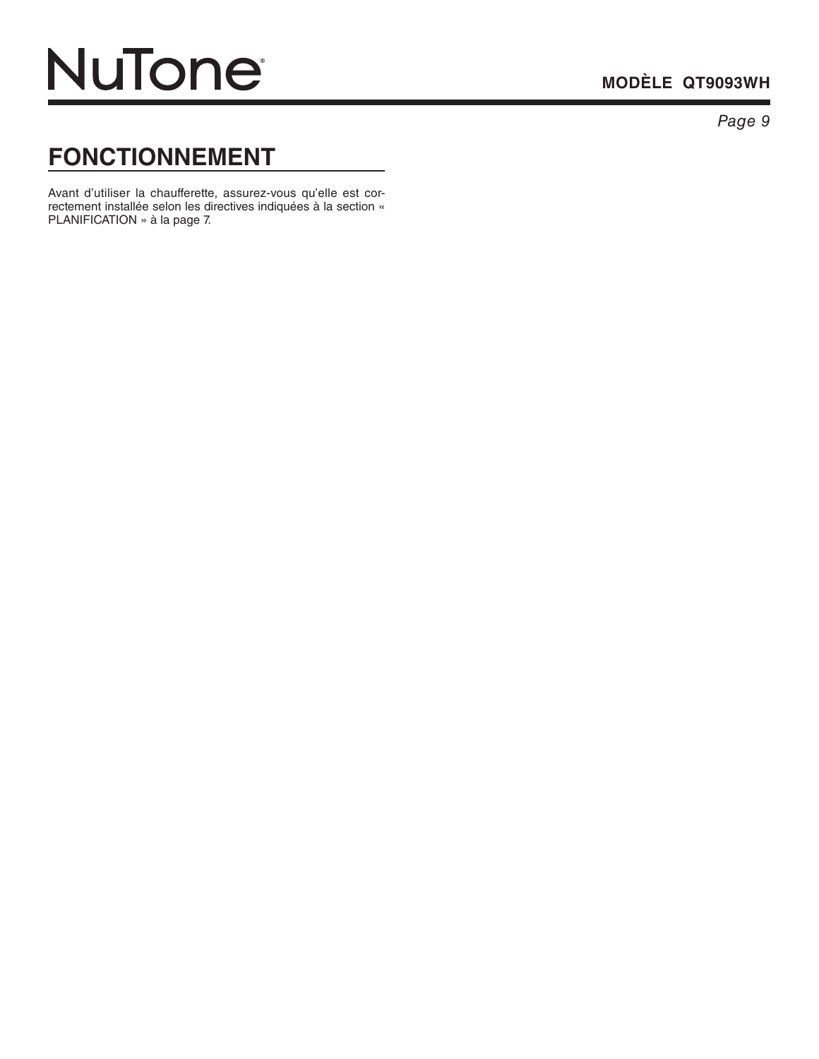## FONCTIONNEMENT

Avant d'utiliser la chaufferette, assurez-vous qu'elle est correctement installée selon les directives indiquées à la section « PLANIFICATION » à la page 7.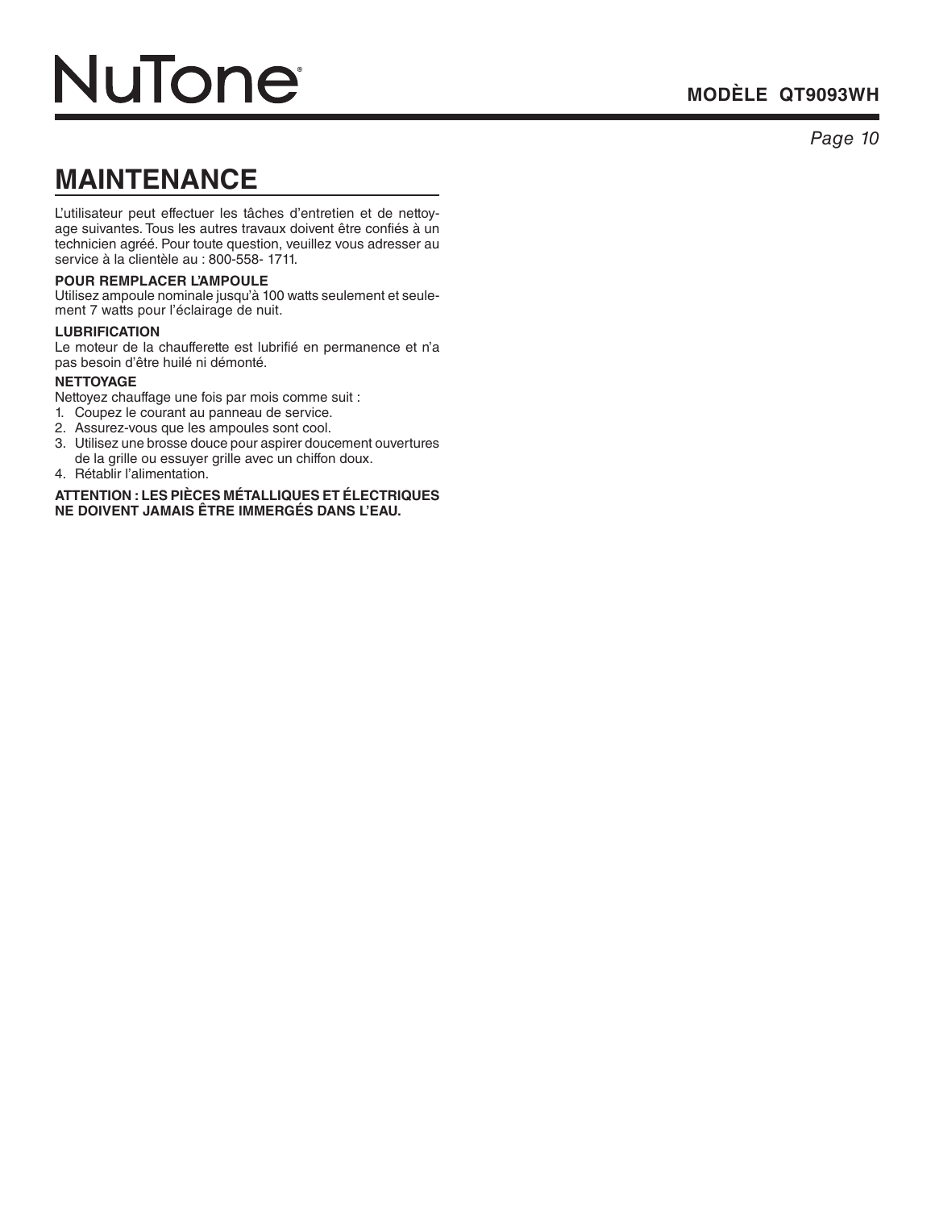# MAINTENANCE

L'utilisateur peut effectuer les tâches d'entretien et de nettoyage suivantes. Tous les autres travaux doivent être confiés à un technicien agréé. Pour toute question, veuillez vous adresser au service à la clientèle au : 800-558- 1711.

**POUR REMPLACER L'AMPOULE**

Utilisez ampoule nominale jusqu'à 100 watts seulement et seulement 7 watts pour l'éclairage de nuit.

**LUBRIFICATION**

Le moteur de la chaufferette est lubrifié en permanence et n'a pas besoin d'être huilé ni démonté.

**NETTOYAGE**

Nettoyez chauffage une fois par mois comme suit :

1. Coupez le courant au panneau de service.
2. Assurez-vous que les ampoules sont cool.
3. Utilisez une brosse douce pour aspirer doucement ouvertures de la grille ou essuyer grille avec un chiffon doux.
4. Rétablir l'alimentation.

**ATTENTION : LES PIÈCES MÉTALLIQUES ET ÉLECTRIQUES NE DOIVENT JAMAIS ÊTRE IMMERGÉS DANS L'EAU.**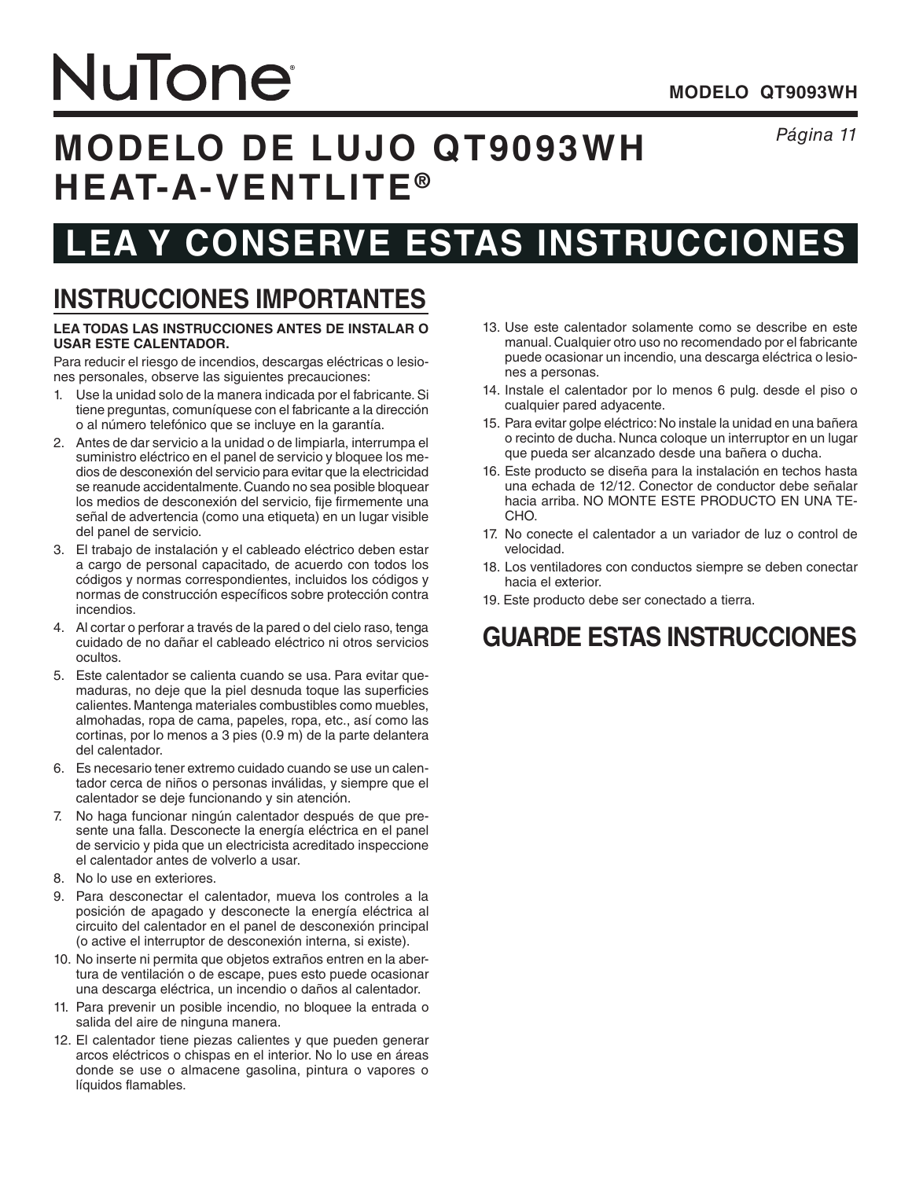# NuTone®

**MODELO QT9093WH**

# MODELO DE LUJO QT9093WH HEAT-A-VENTLITE®

# LEA Y CONSERVE ESTAS INSTRUCCIONES

## INSTRUCCIONES IMPORTANTES

**LEA TODAS LAS INSTRUCCIONES ANTES DE INSTALAR O USAR ESTE CALENTADOR.**

Para reducir el riesgo de incendios, descargas eléctricas o lesiones personales, observe las siguientes precauciones:

1. Use la unidad solo de la manera indicada por el fabricante. Si tiene preguntas, comuníquese con el fabricante a la dirección o al número telefónico que se incluye en la garantía.
2. Antes de dar servicio a la unidad o de limpiarla, interrumpa el suministro eléctrico en el panel de servicio y bloquee los medios de desconexión del servicio para evitar que la electricidad se reanude accidentalmente. Cuando no sea posible bloquear los medios de desconexión del servicio, fije firmemente una señal de advertencia (como una etiqueta) en un lugar visible del panel de servicio.
3. El trabajo de instalación y el cableado eléctrico deben estar a cargo de personal capacitado, de acuerdo con todos los códigos y normas correspondientes, incluidos los códigos y normas de construcción específicos sobre protección contra incendios.
4. Al cortar o perforar a través de la pared o del cielo raso, tenga cuidado de no dañar el cableado eléctrico ni otros servicios ocultos.
5. Este calentador se calienta cuando se usa. Para evitar quemaduras, no deje que la piel desnuda toque las superficies calientes. Mantenga materiales combustibles como muebles, almohadas, ropa de cama, papeles, ropa, etc., así como las cortinas, por lo menos a 3 pies (0.9 m) de la parte delantera del calentador.
6. Es necesario tener extremo cuidado cuando se use un calentador cerca de niños o personas inválidas, y siempre que el calentador se deje funcionando y sin atención.
7. No haga funcionar ningún calentador después de que presente una falla. Desconecte la energía eléctrica en el panel de servicio y pida que un electricista acreditado inspeccione el calentador antes de volverlo a usar.
8. No lo use en exteriores.
9. Para desconectar el calentador, mueva los controles a la posición de apagado y desconecte la energía eléctrica al circuito del calentador en el panel de desconexión principal (o active el interruptor de desconexión interna, si existe).
10. No inserte ni permita que objetos extraños entren en la abertura de ventilación o de escape, pues esto puede ocasionar una descarga eléctrica, un incendio o daños al calentador.
11. Para prevenir un posible incendio, no bloquee la entrada o salida del aire de ninguna manera.
12. El calentador tiene piezas calientes y que pueden generar arcos eléctricos o chispas en el interior. No lo use en áreas donde se use o almacene gasolina, pintura o vapores o líquidos flamables.
13. Use este calentador solamente como se describe en este manual. Cualquier otro uso no recomendado por el fabricante puede ocasionar un incendio, una descarga eléctrica o lesiones a personas.
14. Instale el calentador por lo menos 6 pulg. desde el piso o cualquier pared adyacente.
15. Para evitar golpe eléctrico: No instale la unidad en una bañera o recinto de ducha. Nunca coloque un interruptor en un lugar que pueda ser alcanzado desde una bañera o ducha.
16. Este producto se diseña para la instalación en techos hasta una echada de 12/12. Conector de conductor debe señalar hacia arriba. NO MONTE ESTE PRODUCTO EN UNA TECHO.
17. No conecte el calentador a un variador de luz o control de velocidad.
18. Los ventiladores con conductos siempre se deben conectar hacia el exterior.
19. Este producto debe ser conectado a tierra.

## GUARDE ESTAS INSTRUCCIONES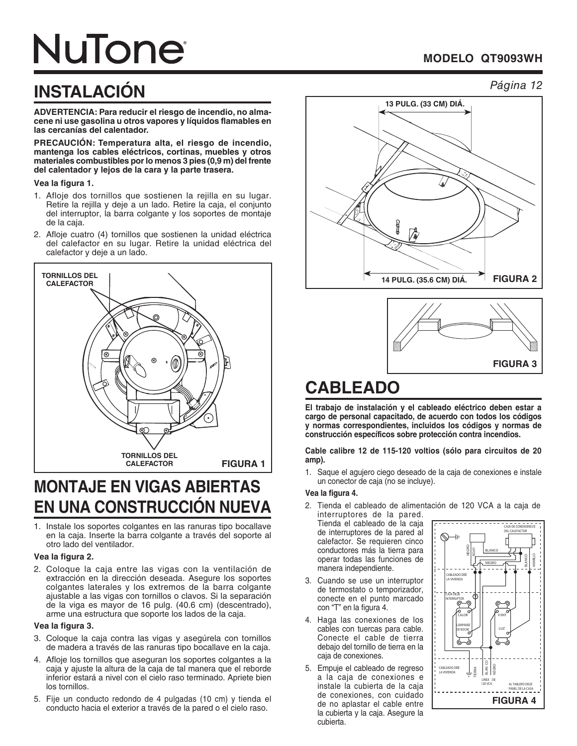# NuTone®

**MODELO QT9093WH**

## INSTALACIÓN

**ADVERTENCIA: Para reducir el riesgo de incendio, no almacene ni use gasolina u otros vapores y líquidos flamables en las cercanías del calentador.**

**PRECAUCIÓN: Temperatura alta, el riesgo de incendio, mantenga los cables eléctricos, cortinas, muebles y otros materiales combustibles por lo menos 3 pies (0,9 m) del frente del calentador y lejos de la cara y la parte trasera.**

**Vea la figura 1.**

1. Afloje dos tornillos que sostienen la rejilla en su lugar. Retire la rejilla y deje a un lado. Retire la caja, el conjunto del interruptor, la barra colgante y los soportes de montaje de la caja.
2. Afloje cuatro (4) tornillos que sostienen la unidad eléctrica del calefactor en su lugar. Retire la unidad eléctrica del calefactor y deje a un lado.

TORNILLOS DEL CALEFACTOR

TORNILLOS DEL CALEFACTOR

FIGURA 1

## MONTAJE EN VIGAS ABIERTAS EN UNA CONSTRUCCIÓN NUEVA

1. Instale los soportes colgantes en las ranuras tipo bocallave en la caja. Inserte la barra colgante a través del soporte al otro lado del ventilador.

**Vea la figura 2.**

2. Coloque la caja entre las vigas con la ventilación de extracción en la dirección deseada. Asegure los soportes colgantes laterales y los extremos de la barra colgante ajustable a las vigas con tornillos o clavos. Si la separación de la viga es mayor de 16 pulg. (40.6 cm) (descentrado), arme una estructura que soporte los lados de la caja.

**Vea la figura 3.**

3. Coloque la caja contra las vigas y asegúrela con tornillos de madera a través de las ranuras tipo bocallave en la caja.
4. Afloje los tornillos que aseguran los soportes colgantes a la caja y ajuste la altura de la caja de tal manera que el reborde inferior estará a nivel con el cielo raso terminado. Apriete bien los tornillos.
5. Fije un conducto redondo de 4 pulgadas (10 cm) y tienda el conducto hacia el exterior a través de la pared o el cielo raso.

13 PULG. (33 CM) DIÁ.

14 PULG. (35.6 CM) DIÁ.

FIGURA 2

FIGURA 3

## CABLEADO

**El trabajo de instalación y el cableado eléctrico deben estar a cargo de personal capacitado, de acuerdo con todos los códigos y normas correspondientes, incluidos los códigos y normas de construcción específicos sobre protección contra incendios.**

**Cable calibre 12 de 115-120 voltios (sólo para circuitos de 20 amp).**

1. Saque el agujero ciego deseado de la caja de conexiones e instale un conector de caja (no se incluye).

**Vea la figura 4.**

2. Tienda el cableado de alimentación de 120 VCA a la caja de interruptores de la pared. Tienda el cableado de la caja de interruptores de la pared al calefactor. Se requieren cinco conductores más la tierra para operar todas las funciones de manera independiente.
3. Cuando se use un interruptor de termostato o temporizador, conecte en el punto marcado con "T" en la figura 4.
4. Haga las conexiones de los cables con tuercas para cable. Conecte el cable de tierra debajo del tornillo de tierra en la caja de conexiones.
5. Empuje el cableado de regreso a la caja de conexiones e instale la cubierta de la caja de conexiones, con cuidado de no aplastar el cable entre la cubierta y la caja. Asegure la cubierta.

CAJA DE CONEXIONES DEL CALEFACTOR

NEGRO ROJO BLANCO NEGRO BLANCO AMARILLO

CABLEADO DE LA VIVIENDA

CAJA DEL INTERRUPTOR

T

CALOR LÁMPARA DE NOCHE

VENT LUZ

CABLEADO DE LA VIVIENDA

TIERRA BLANCO NEGRO

LÍNEA DE 120 VCA

AL TABLERO DEL PANEL DE LA CASA

FIGURA 4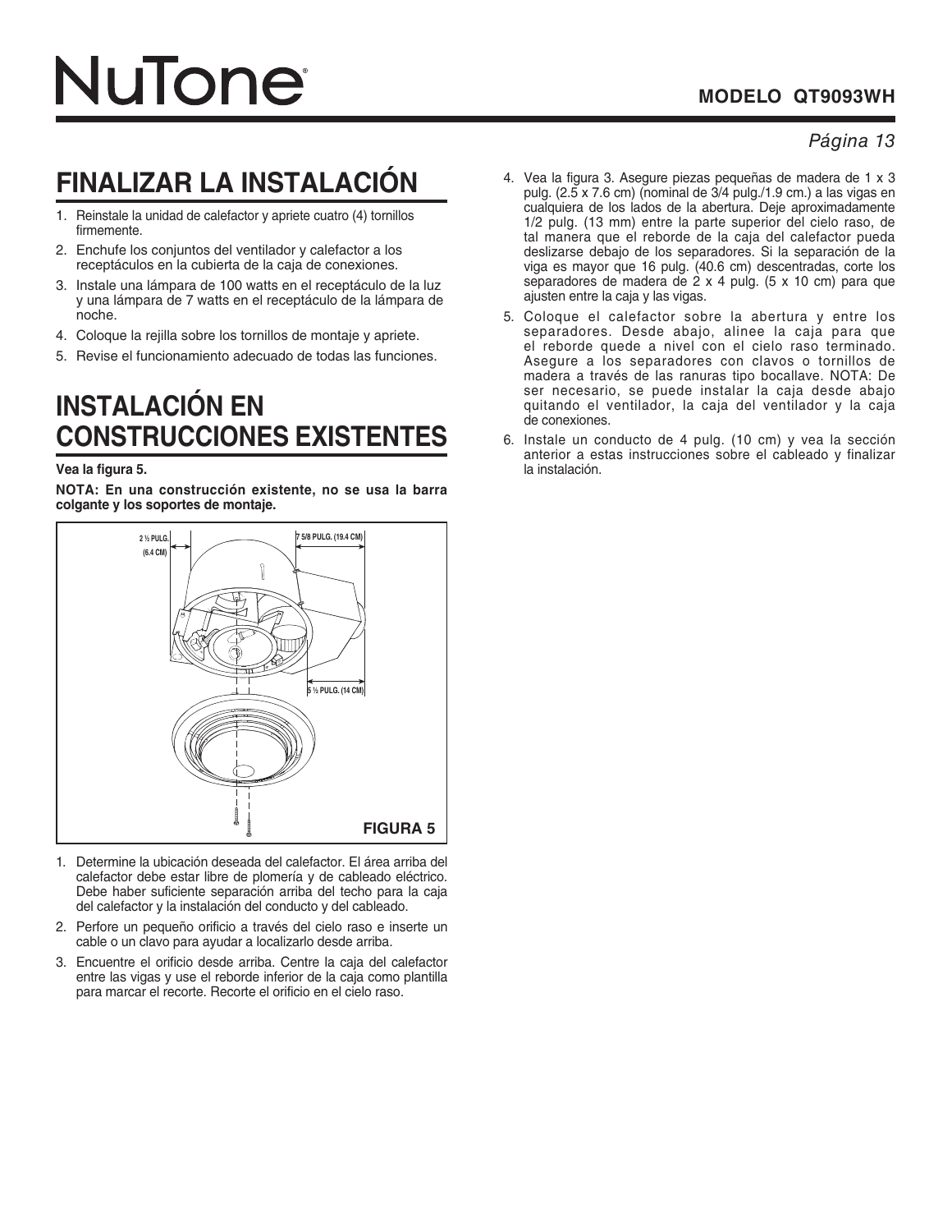# FINALIZAR LA INSTALACIÓN

1. Reinstale la unidad de calefactor y apriete cuatro (4) tornillos firmemente.
2. Enchufe los conjuntos del ventilador y calefactor a los receptáculos en la cubierta de la caja de conexiones.
3. Instale una lámpara de 100 watts en el receptáculo de la luz y una lámpara de 7 watts en el receptáculo de la lámpara de noche.
4. Coloque la rejilla sobre los tornillos de montaje y apriete.
5. Revise el funcionamiento adecuado de todas las funciones.

# INSTALACIÓN EN CONSTRUCCIONES EXISTENTES

**Vea la figura 5.**

**NOTA: En una construcción existente, no se usa la barra colgante y los soportes de montaje.**

2 ½ PULG. (6.4 CM)

7 5/8 PULG. (19.4 CM)

5 ½ PULG. (14 CM)

**FIGURA 5**

1. Determine la ubicación deseada del calefactor. El área arriba del calefactor debe estar libre de plomería y de cableado eléctrico. Debe haber suficiente separación arriba del techo para la caja del calefactor y la instalación del conducto y del cableado.
2. Perfore un pequeño orificio a través del cielo raso e inserte un cable o un clavo para ayudar a localizarlo desde arriba.
3. Encuentre el orificio desde arriba. Centre la caja del calefactor entre las vigas y use el reborde inferior de la caja como plantilla para marcar el recorte. Recorte el orificio en el cielo raso.
4. Vea la figura 3. Asegure piezas pequeñas de madera de 1 x 3 pulg. (2.5 x 7.6 cm) (nominal de 3/4 pulg./1.9 cm.) a las vigas en cualquiera de los lados de la abertura. Deje aproximadamente 1/2 pulg. (13 mm) entre la parte superior del cielo raso, de tal manera que el reborde de la caja del calefactor pueda deslizarse debajo de los separadores. Si la separación de la viga es mayor que 16 pulg. (40.6 cm) descentradas, corte los separadores de madera de 2 x 4 pulg. (5 x 10 cm) para que ajusten entre la caja y las vigas.
5. Coloque el calefactor sobre la abertura y entre los separadores. Desde abajo, alinee la caja para que el reborde quede a nivel con el cielo raso terminado. Asegure a los separadores con clavos o tornillos de madera a través de las ranuras tipo bocallave. NOTA: De ser necesario, se puede instalar la caja desde abajo quitando el ventilador, la caja del ventilador y la caja de conexiones.
6. Instale un conducto de 4 pulg. (10 cm) y vea la sección anterior a estas instrucciones sobre el cableado y finalizar la instalación.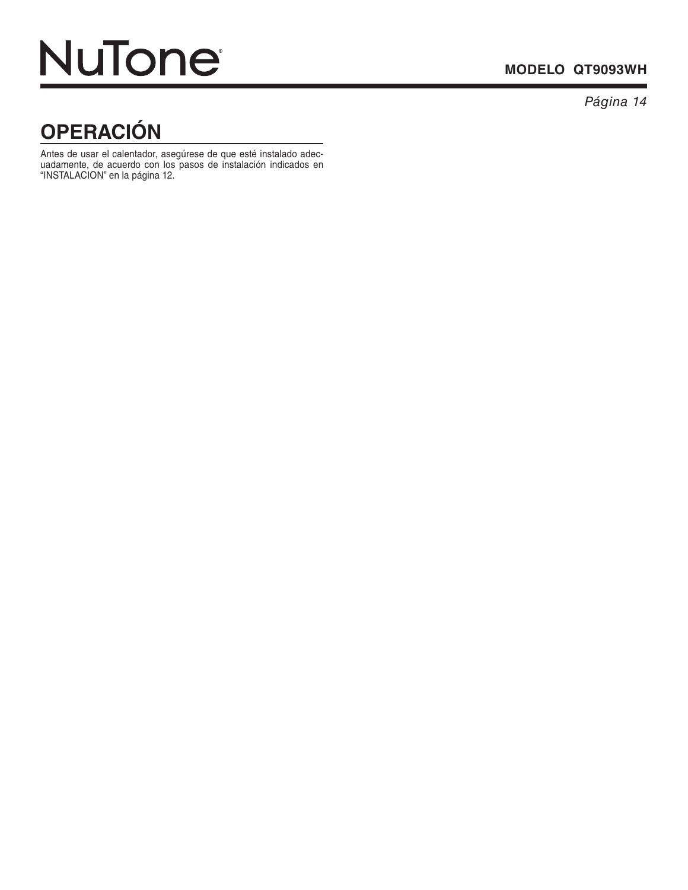# OPERACIÓN

Antes de usar el calentador, asegúrese de que esté instalado adecuadamente, de acuerdo con los pasos de instalación indicados en "INSTALACION" en la página 12.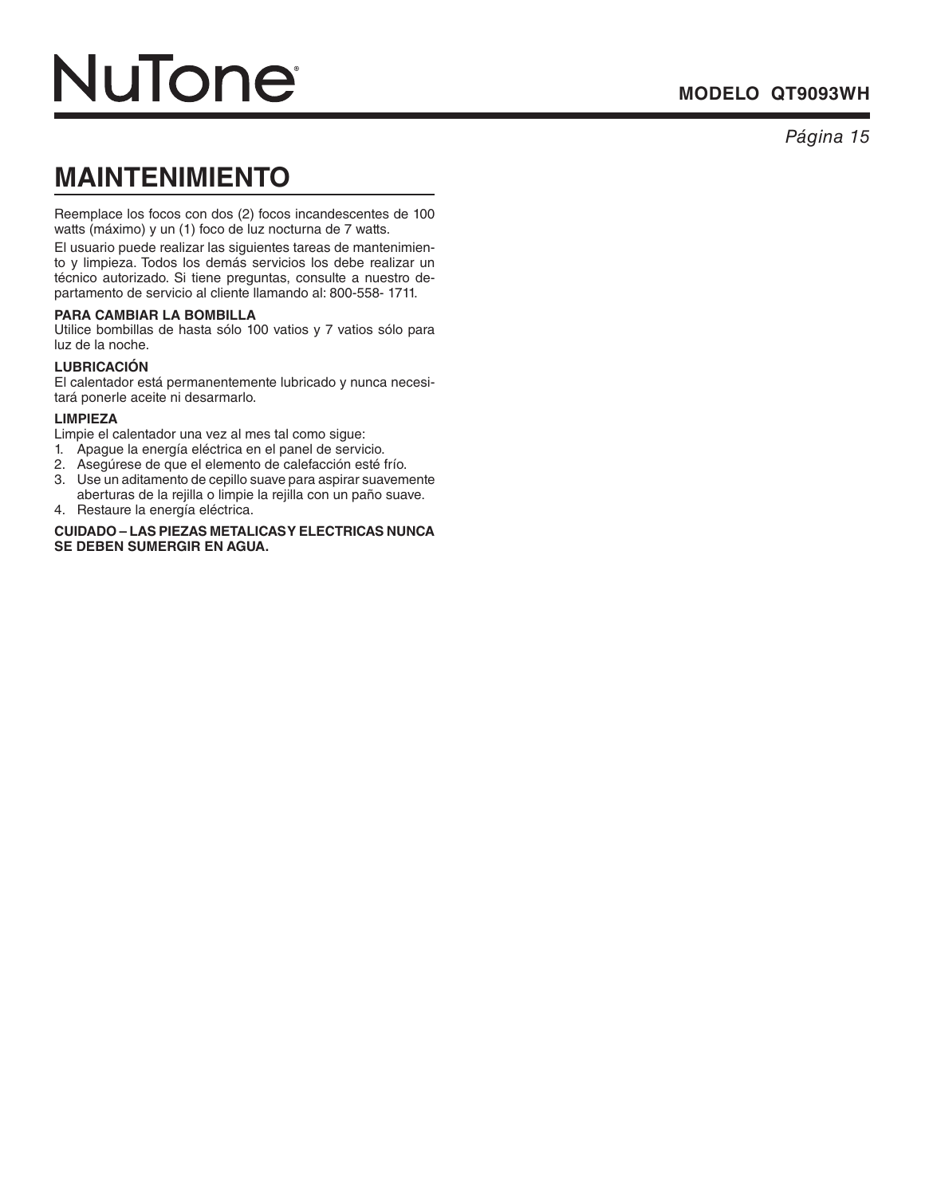# MAINTENIMIENTO

Reemplace los focos con dos (2) focos incandescentes de 100 watts (máximo) y un (1) foco de luz nocturna de 7 watts.

El usuario puede realizar las siguientes tareas de mantenimiento y limpieza. Todos los demás servicios los debe realizar un técnico autorizado. Si tiene preguntas, consulte a nuestro departamento de servicio al cliente llamando al: 800-558- 1711.

**PARA CAMBIAR LA BOMBILLA**
Utilice bombillas de hasta sólo 100 vatios y 7 vatios sólo para luz de la noche.

**LUBRICACIÓN**
El calentador está permanentemente lubricado y nunca necesitará ponerle aceite ni desarmarlo.

**LIMPIEZA**
Limpie el calentador una vez al mes tal como sigue:

1. Apague la energía eléctrica en el panel de servicio.
2. Asegúrese de que el elemento de calefacción esté frío.
3. Use un aditamento de cepillo suave para aspirar suavemente aberturas de la rejilla o limpie la rejilla con un paño suave.
4. Restaure la energía eléctrica.

**CUIDADO – LAS PIEZAS METALICAS Y ELECTRICAS NUNCA SE DEBEN SUMERGIR EN AGUA.**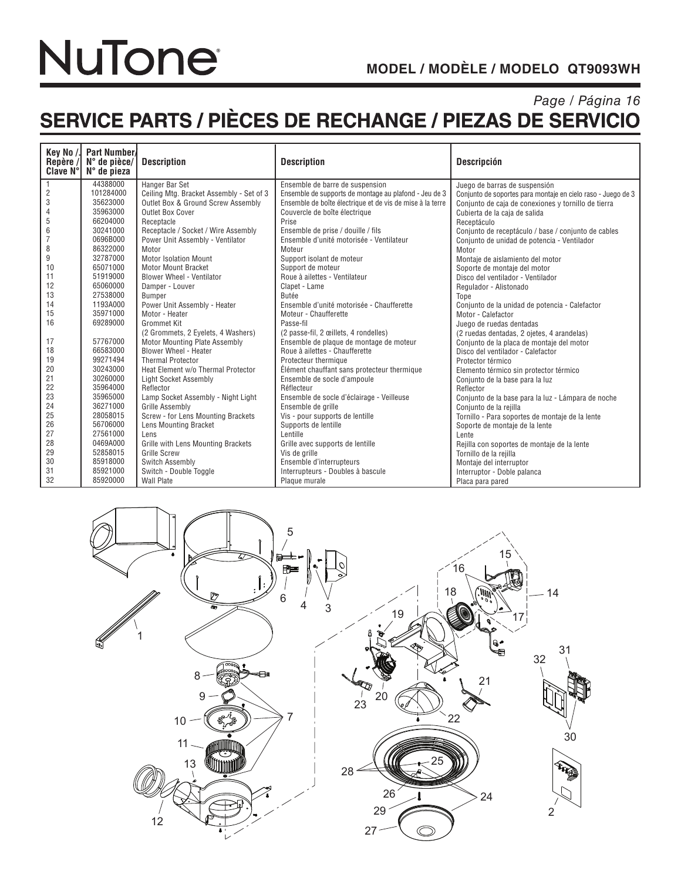NuTone®

**MODEL / MODÈLE / MODELO QT9093WH**

# SERVICE PARTS / PIÈCES DE RECHANGE / PIEZAS DE SERVICIO

| Key No / Repère / Clave N° | Part Number / N° de pièce / N° de pieza | Description | Description | Descripción |
|---|---|---|---|---|
| 1 | 44388000 | Hanger Bar Set | Ensemble de barre de suspension | Juego de barras de suspensión |
| 2 | 101284000 | Ceiling Mtg. Bracket Assembly - Set of 3 | Ensemble de supports de montage au plafond - Jeu de 3 | Conjunto de soportes para montaje en cielo raso - Juego de 3 |
| 3 | 35623000 | Outlet Box & Ground Screw Assembly | Ensemble de boîte électrique et de vis de mise à la terre | Conjunto de caja de conexiones y tornillo de tierra |
| 4 | 35963000 | Outlet Box Cover | Couvercle de boîte électrique | Cubierta de la caja de salida |
| 5 | 66204000 | Receptacle | Prise | Receptáculo |
| 6 | 30241000 | Receptacle / Socket / Wire Assembly | Ensemble de prise / douille / fils | Conjunto de receptáculo / base / conjunto de cables |
| 7 | 0696B000 | Power Unit Assembly - Ventilator | Ensemble d'unité motorisée - Ventilateur | Conjunto de unidad de potencia - Ventilador |
| 8 | 86322000 | Motor | Moteur | Motor |
| 9 | 32787000 | Motor Isolation Mount | Support isolant de moteur | Montaje de aislamiento del motor |
| 10 | 65071000 | Motor Mount Bracket | Support de moteur | Soporte de montaje del motor |
| 11 | 51919000 | Blower Wheel - Ventilator | Roue à ailettes - Ventilateur | Disco del ventilador - Ventilador |
| 12 | 65060000 | Damper - Louver | Clapet - Lame | Regulador - Alistonado |
| 13 | 27538000 | Bumper | Butée | Tope |
| 14 | 1193A000 | Power Unit Assembly - Heater | Ensemble d'unité motorisée - Chaufferette | Conjunto de la unidad de potencia - Calefactor |
| 15 | 35971000 | Motor - Heater | Moteur - Chaufferette | Motor - Calefactor |
| 16 | 69289000 | Grommet Kit (2 Grommets, 2 Eyelets, 4 Washers) | Passe-fil (2 passe-fil, 2 œillets, 4 rondelles) | Juego de ruedas dentadas (2 ruedas dentadas, 2 ojetes, 4 arandelas) |
| 17 | 57767000 | Motor Mounting Plate Assembly | Ensemble de plaque de montage de moteur | Conjunto de la placa de montaje del motor |
| 18 | 66583000 | Blower Wheel - Heater | Roue à ailettes - Chaufferette | Disco del ventilador - Calefactor |
| 19 | 99271494 | Thermal Protector | Protecteur thermique | Protector térmico |
| 20 | 30243000 | Heat Element w/o Thermal Protector | Élément chauffant sans protecteur thermique | Elemento térmico sin protector térmico |
| 21 | 30260000 | Light Socket Assembly | Ensemble de socle d'ampoule | Conjunto de la base para la luz |
| 22 | 35964000 | Reflector | Réflecteur | Reflector |
| 23 | 35965000 | Lamp Socket Assembly - Night Light | Ensemble de socle d'éclairage - Veilleuse | Conjunto de la base para la luz - Lámpara de noche |
| 24 | 36271000 | Grille Assembly | Ensemble de grille | Conjunto de la rejilla |
| 25 | 28058015 | Screw - for Lens Mounting Brackets | Vis - pour supports de lentille | Tornillo - Para soportes de montaje de la lente |
| 26 | 56706000 | Lens Mounting Bracket | Supports de lentille | Soporte de montaje de la lente |
| 27 | 27561000 | Lens | Lentille | Lente |
| 28 | 0469A000 | Grille with Lens Mounting Brackets | Grille avec supports de lentille | Rejilla con soportes de montaje de la lente |
| 29 | 52858015 | Grille Screw | Vis de grille | Tornillo de la rejilla |
| 30 | 85918000 | Switch Assembly | Ensemble d'interrupteurs | Montaje del interruptor |
| 31 | 85921000 | Switch - Double Toggle | Interrupteurs - Doubles à bascule | Interruptor - Doble palanca |
| 32 | 85920000 | Wall Plate | Plaque murale | Placa para pared |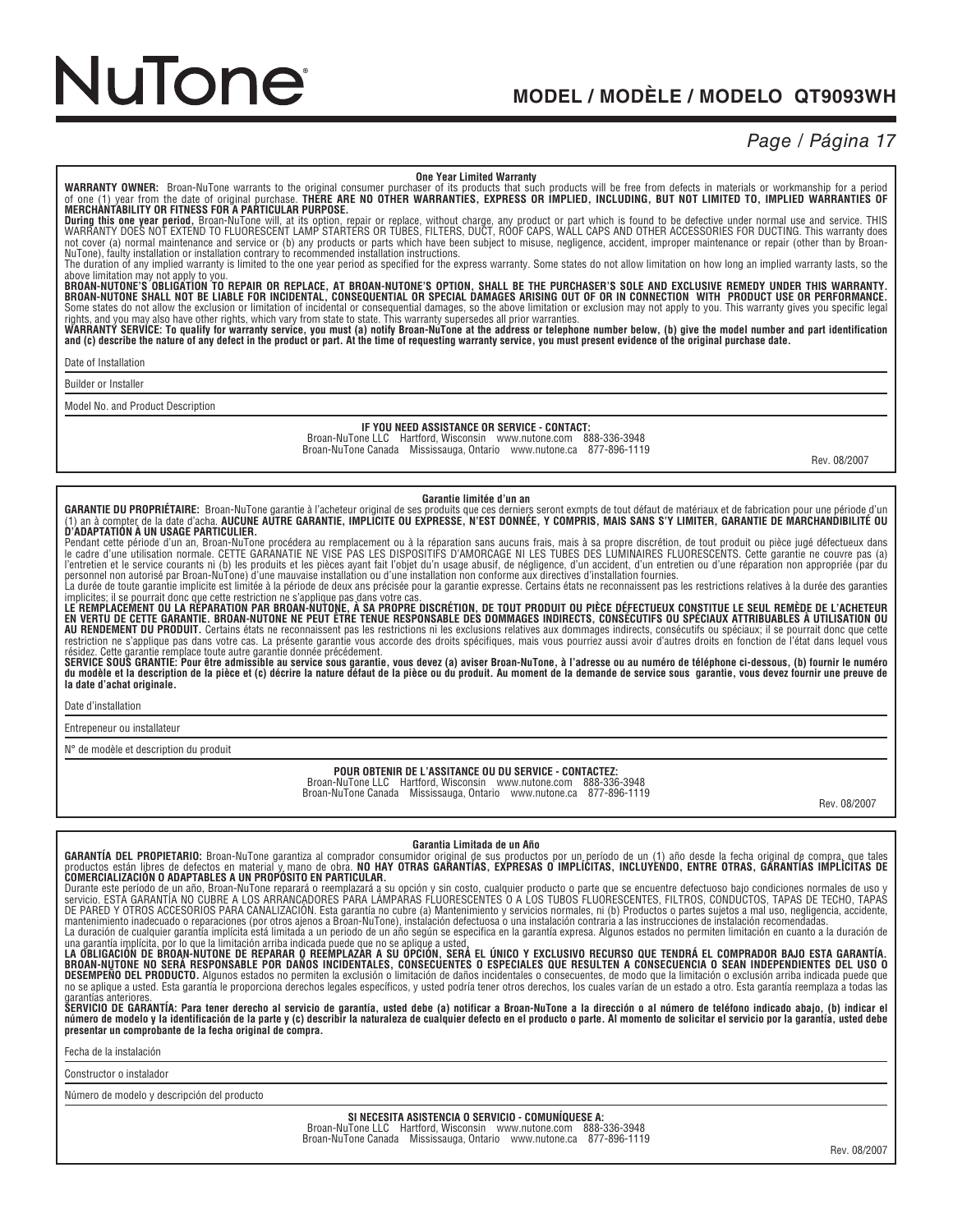# NuTone®

## MODEL / MODÈLE / MODELO QT9093WH

### One Year Limited Warranty

**WARRANTY OWNER:** Broan-NuTone warrants to the original consumer purchaser of its products that such products will be free from defects in materials or workmanship for a period of one (1) year from the date of original purchase. **THERE ARE NO OTHER WARRANTIES, EXPRESS OR IMPLIED, INCLUDING, BUT NOT LIMITED TO, IMPLIED WARRANTIES OF MERCHANTABILITY OR FITNESS FOR A PARTICULAR PURPOSE.**

**During this one year period,** Broan-NuTone will, at its option, repair or replace, without charge, any product or part which is found to be defective under normal use and service. THIS WARRANTY DOES NOT EXTEND TO FLUORESCENT LAMP STARTERS OR TUBES, FILTERS, DUCT, ROOF CAPS, WALL CAPS AND OTHER ACCESSORIES FOR DUCTING. This warranty does not cover (a) normal maintenance and service or (b) any products or parts which have been subject to misuse, negligence, accident, improper maintenance or repair (other than by Broan-NuTone), faulty installation or installation contrary to recommended installation instructions.

The duration of any implied warranty is limited to the one year period as specified for the express warranty. Some states do not allow limitation on how long an implied warranty lasts, so the above limitation may not apply to you.

**BROAN-NUTONE'S OBLIGATION TO REPAIR OR REPLACE, AT BROAN-NUTONE'S OPTION, SHALL BE THE PURCHASER'S SOLE AND EXCLUSIVE REMEDY UNDER THIS WARRANTY. BROAN-NUTONE SHALL NOT BE LIABLE FOR INCIDENTAL, CONSEQUENTIAL OR SPECIAL DAMAGES ARISING OUT OF OR IN CONNECTION WITH PRODUCT USE OR PERFORMANCE.** Some states do not allow the exclusion or limitation of incidental or consequential damages, so the above limitation or exclusion may not apply to you. This warranty gives you specific legal rights, and you may also have other rights, which vary from state to state. This warranty supersedes all prior warranties.

**WARRANTY SERVICE: To qualify for warranty service, you must (a) notify Broan-NuTone at the address or telephone number below, (b) give the model number and part identification and (c) describe the nature of any defect in the product or part. At the time of requesting warranty service, you must present evidence of the original purchase date.**

Date of Installation ____________________

Builder or Installer ____________________

Model No. and Product Description ____________________

**IF YOU NEED ASSISTANCE OR SERVICE - CONTACT:**
Broan-NuTone LLC Hartford, Wisconsin www.nutone.com 888-336-3948
Broan-NuTone Canada Mississauga, Ontario www.nutone.ca 877-896-1119

Rev. 08/2007

---

### Garantie limitée d'un an

**GARANTIE DU PROPRIÉTAIRE:** Broan-NuTone garantie à l'acheteur original de ses produits que ces derniers seront exmpts de tout défaut de matériaux et de fabrication pour une période d'un (1) an à compter de la date d'acha. **AUCUNE AUTRE GARANTIE, IMPLICITE OU EXPRESSE, N'EST DONNÉE, Y COMPRIS, MAIS SANS S'Y LIMITER, GARANTIE DE MARCHANDIBILITÉ OU D'ADAPTATION À UN USAGE PARTICULIER.**

Pendant cette période d'un an, Broan-NuTone procédera au remplacement ou à la réparation sans aucuns frais, mais à sa propre discrétion, de tout produit ou pièce jugé défectueux dans le cadre d'une utilisation normale. CETTE GARANATIE NE VISE PAS LES DISPOSITIFS D'AMORCAGE NI LES TUBES DES LUMINAIRES FLUORESCENTS. Cette garantie ne couvre pas (a) l'entretien et le service courants ni (b) les produits et les pièces ayant fait l'objet du'n usage abusif, de négligence, d'un accident, d'un entretien ou d'une réparation non appropriée (par du personnel non autorisé par Broan-NuTone) d'une mauvaise installation ou d'une installation non conforme aux directives d'installation fournies.

La durée de toute garantie implicite est limitée à la période de deux ans précisée pour la garantie expresse. Certains états ne reconnaissent pas les restrictions relatives à la durée des garanties implicites; il se pourrait donc que cette restriction ne s'applique pas dans votre cas.

**LE REMPLACEMENT OU LA RÉPARATION PAR BROAN-NUTONE, À SA PROPRE DISCRÉTION, DE TOUT PRODUIT OU PIÈCE DÉFECTUEUX CONSTITUE LE SEUL REMÈDE DE L'ACHETEUR EN VERTU DE CETTE GARANTIE. BROAN-NUTONE NE PEUT ÊTRE TENUE RESPONSABLE DES DOMMAGES INDIRECTS, CONSÉCUTIFS OU SPÉCIAUX ATTRIBUABLES À UTILISATION OU AU RENDEMENT DU PRODUIT.** Certains états ne reconnaissent pas les restrictions ni les exclusions relatives aux dommages indirects, consécutifs ou spéciaux; il se pourrait donc que cette restriction ne s'applique pas dans votre cas. La présente garantie vous accorde des droits spécifiques, mais vous pourriez aussi avoir d'autres droits en fonction de l'état dans lequel vous résidez. Cette garantie remplace toute autre garantie donnée précédement.

**SERVICE SOUS GRANTIE: Pour être admissible au service sous garantie, vous devez (a) aviser Broan-NuTone, à l'adresse ou au numéro de téléphone ci-dessous, (b) fournir le numéro du modèle et la description de la pièce et (c) décrire la nature défaut de la pièce ou du produit. Au moment de la demande de service sous garantie, vous devez fournir une preuve de la date d'achat originale.**

Date d'installation ____________________

Entrepeneur ou installateur ____________________

N° de modèle et description du produit ____________________

**POUR OBTENIR DE L'ASSISTANCE OU DU SERVICE - CONTACTEZ:**
Broan-NuTone LLC Hartford, Wisconsin www.nutone.com 888-336-3948
Broan-NuTone Canada Mississauga, Ontario www.nutone.ca 877-896-1119

Rev. 08/2007

---

### Garantia Limitada de un Año

**GARANTÍA DEL PROPIETARIO:** Broan-NuTone garantiza al comprador consumidor original de sus productos por un período de un (1) año desde la fecha original de compra, que tales productos están libres de defectos en material y mano de obra. **NO HAY OTRAS GARANTÍAS, EXPRESAS O IMPLÍCITAS, INCLUYENDO, ENTRE OTRAS, GARANTÍAS IMPLÍCITAS DE COMERCIALIZACIÓN O ADAPTABLES A UN PROPÓSITO EN PARTICULAR.**

Durante este período de un año, Broan-NuTone reparará o reemplazará a su opción y sin costo, cualquier producto o parte que se encuentre defectuoso bajo condiciones normales de uso y servicio. ESTA GARANTÍA NO CUBRE A LOS ARRANCADORES PARA LÁMPARAS FLUORESCENTES O A LOS TUBOS FLUORESCENTES, FILTROS, CONDUCTOS, TAPAS DE TECHO, TAPAS DE PARED Y OTROS ACCESORIOS PARA CANALIZACIÓN. Esta garantía no cubre (a) Mantenimiento y servicios normales, ni (b) Productos o partes sujetos a mal uso, negligencia, accidente, mantenimiento inadecuado o reparaciones (por otros ajenos a Broan-NuTone), instalación defectuosa o una instalación contraria a las instrucciones de instalación recomendadas.

La duración de cualquier garantía implícita está limitada a un periodo de un año según se especifica en la garantía expresa. Algunos estados no permiten limitación en cuanto a la duración de una garantía implícita, por lo que la limitación arriba indicada puede que no se aplique a usted.

**LA OBLIGACIÓN DE BROAN-NUTONE DE REPARAR O REEMPLAZAR A SU OPCIÓN, SERÁ EL ÚNICO Y EXCLUSIVO RECURSO QUE TENDRÁ EL COMPRADOR BAJO ESTA GARANTÍA. BROAN-NUTONE NO SERÁ RESPONSABLE POR DAÑOS INCIDENTALES, CONSECUENTES O ESPECIALES QUE RESULTEN A CONSECUENCIA O SEAN INDEPENDIENTES DEL USO O DESEMPEÑO DEL PRODUCTO.** Algunos estados no permiten la exclusión o limitación de daños incidentales o consecuentes, de modo que la limitación o exclusión arriba indicada puede que no se aplique a usted. Esta garantía le proporciona derechos legales específicos, y usted podría tener otros derechos, los cuales varían de un estado a otro. Esta garantía reemplaza a todas las garantías anteriores.

**SERVICIO DE GARANTÍA: Para tener derecho al servicio de garantía, usted debe (a) notificar a Broan-NuTone a la dirección o al número de teléfono indicado abajo, (b) indicar el número de modelo y la identificación de la parte y (c) describir la naturaleza de cualquier defecto en el producto o parte. Al momento de solicitar el servicio por la garantía, usted debe presentar un comprobante de la fecha original de compra.**

Fecha de la instalación ____________________

Constructor o instalador ____________________

Número de modelo y descripción del producto ____________________

**SI NECESITA ASISTENCIA O SERVICIO - COMUNÍQUESE A:**
Broan-NuTone LLC Hartford, Wisconsin www.nutone.com 888-336-3948
Broan-NuTone Canada Mississauga, Ontario www.nutone.ca 877-896-1119

Rev. 08/2007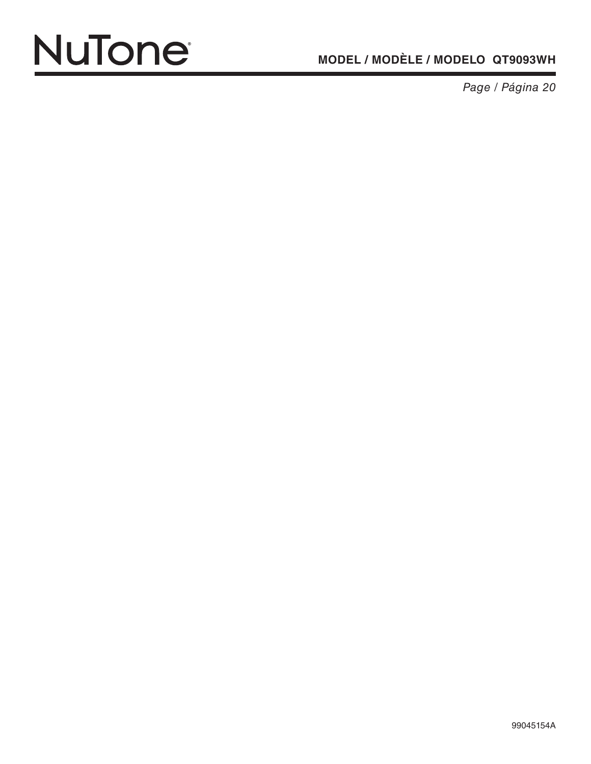99045154A